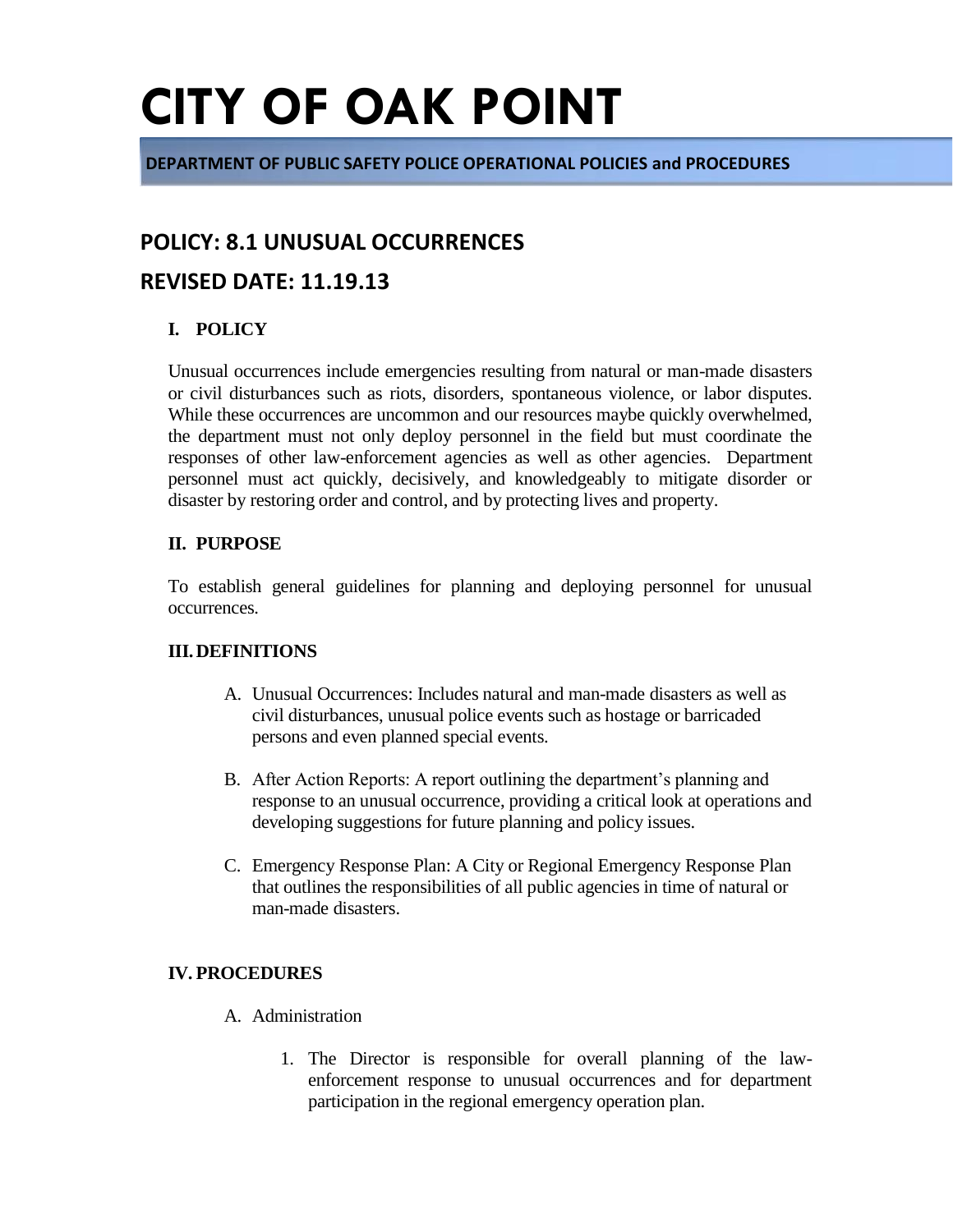# CITY OF OAK POINT

**DEPARTMENT OF PUBLIC SAFETY POLICE OPERATIONAL POLICIES and PROCEDURES**

## POLICY: 8.1 UNUSUAL OCCURRENCES

## REVISED DATE: 11.19.13

### I. POLICY

Unusual occurrences include emergencies resulting from natural or man-made disasters or civil disturbances such as riots, disorders, spontaneous violence, or labor disputes. While these occurrences are uncommon and our resources maybe quickly overwhelmed, the department must not only deploy personnel in the field but must coordinate the responses of other law-enforcement agencies as well as other agencies. Department personnel must act quickly, decisively, and knowledgeably to mitigate disorder or disaster by restoring order and control, and by protecting lives and property.

### II. PURPOSE

To establish general guidelines for planning and deploying personnel for unusual occurrences.

### III. DEFINITIONS

A. Unusual Occurrences: Includes natural and man-made disasters as well as civil disturbances, unusual police events such as hostage or barricaded persons and even planned special events.

B. After Action Reports: A report outlining the department's planning and response to an unusual occurrence, providing a critical look at operations and developing suggestions for future planning and policy issues.

C. Emergency Response Plan: A City or Regional Emergency Response Plan that outlines the responsibilities of all public agencies in time of natural or man-made disasters.

### IV. PROCEDURES

A. Administration

1. The Director is responsible for overall planning of the law-enforcement response to unusual occurrences and for department participation in the regional emergency operation plan.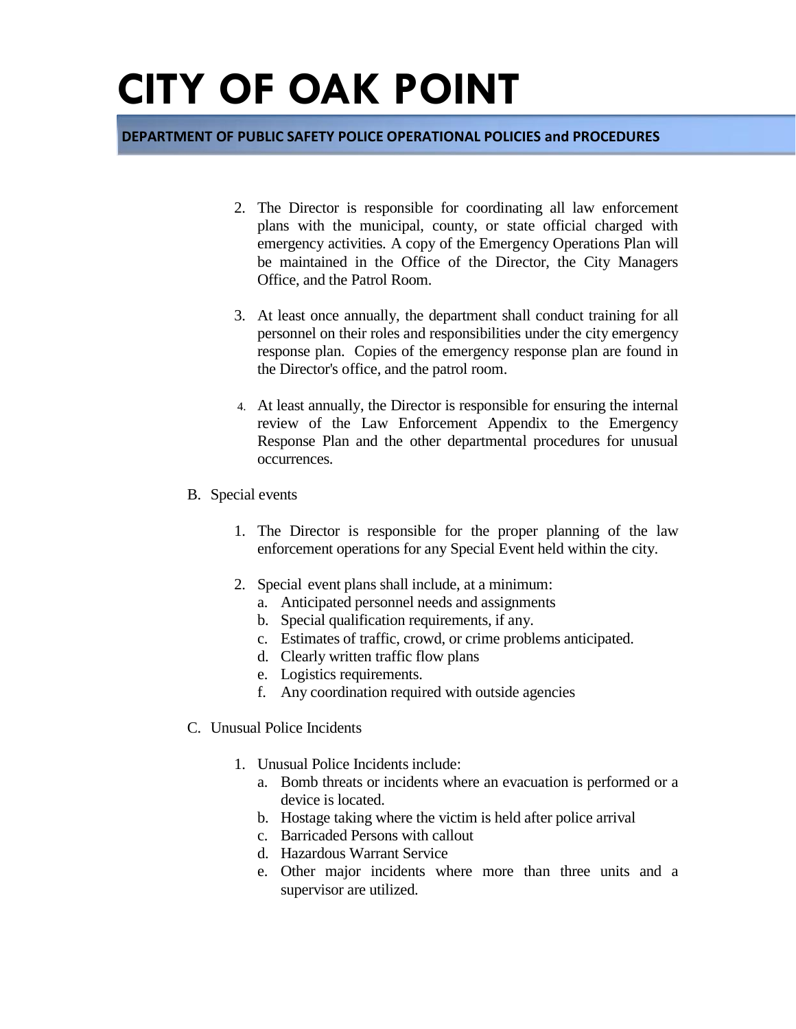2. The Director is responsible for coordinating all law enforcement plans with the municipal, county, or state official charged with emergency activities. A copy of the Emergency Operations Plan will be maintained in the Office of the Director, the City Managers Office, and the Patrol Room.

3. At least once annually, the department shall conduct training for all personnel on their roles and responsibilities under the city emergency response plan. Copies of the emergency response plan are found in the Director's office, and the patrol room.

4. At least annually, the Director is responsible for ensuring the internal review of the Law Enforcement Appendix to the Emergency Response Plan and the other departmental procedures for unusual occurrences.

B. Special events

1. The Director is responsible for the proper planning of the law enforcement operations for any Special Event held within the city.

2. Special event plans shall include, at a minimum:
   a. Anticipated personnel needs and assignments
   b. Special qualification requirements, if any.
   c. Estimates of traffic, crowd, or crime problems anticipated.
   d. Clearly written traffic flow plans
   e. Logistics requirements.
   f. Any coordination required with outside agencies

C. Unusual Police Incidents

1. Unusual Police Incidents include:
   a. Bomb threats or incidents where an evacuation is performed or a device is located.
   b. Hostage taking where the victim is held after police arrival
   c. Barricaded Persons with callout
   d. Hazardous Warrant Service
   e. Other major incidents where more than three units and a supervisor are utilized.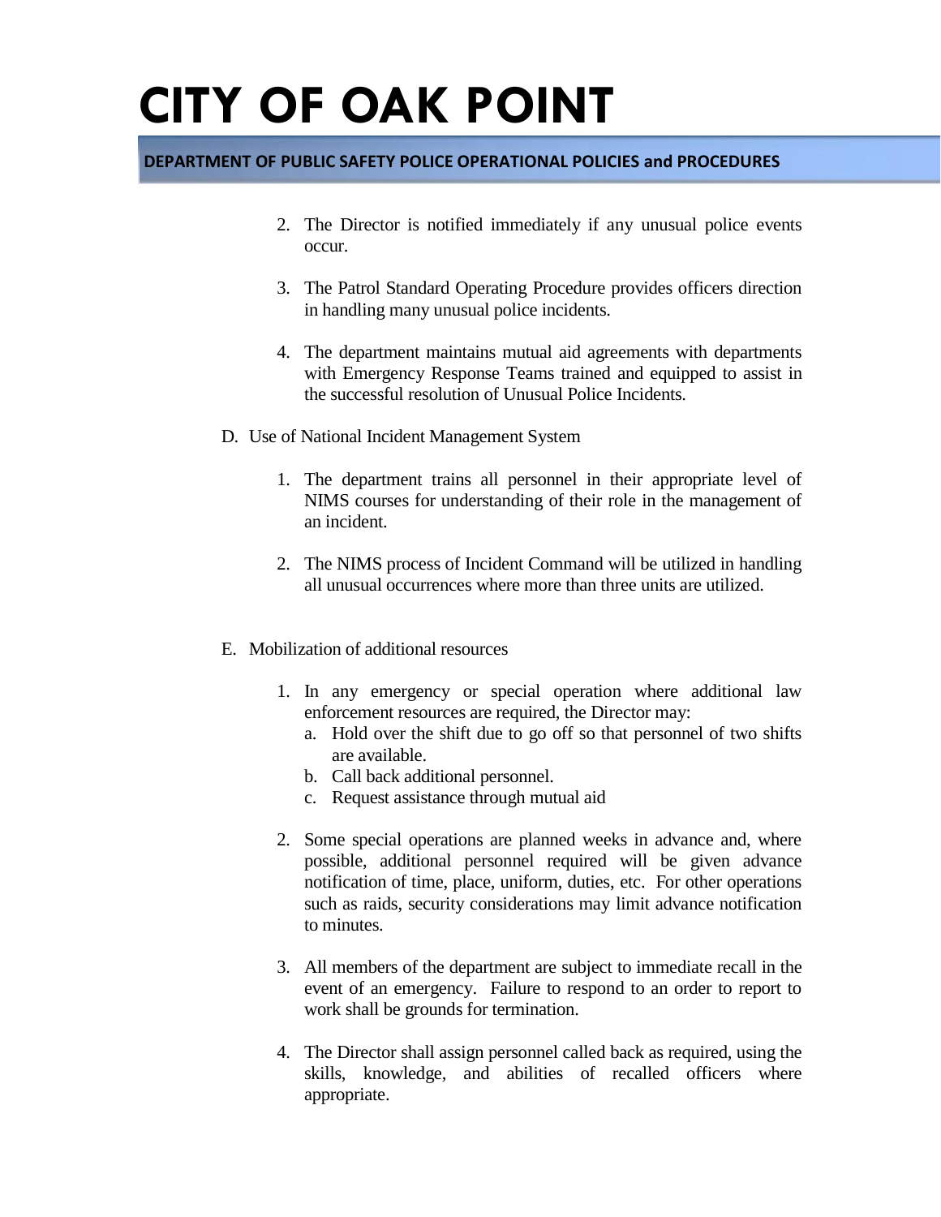2. The Director is notified immediately if any unusual police events occur.

3. The Patrol Standard Operating Procedure provides officers direction in handling many unusual police incidents.

4. The department maintains mutual aid agreements with departments with Emergency Response Teams trained and equipped to assist in the successful resolution of Unusual Police Incidents.

D. Use of National Incident Management System

1. The department trains all personnel in their appropriate level of NIMS courses for understanding of their role in the management of an incident.

2. The NIMS process of Incident Command will be utilized in handling all unusual occurrences where more than three units are utilized.

E. Mobilization of additional resources

1. In any emergency or special operation where additional law enforcement resources are required, the Director may:
   a. Hold over the shift due to go off so that personnel of two shifts are available.
   b. Call back additional personnel.
   c. Request assistance through mutual aid

2. Some special operations are planned weeks in advance and, where possible, additional personnel required will be given advance notification of time, place, uniform, duties, etc. For other operations such as raids, security considerations may limit advance notification to minutes.

3. All members of the department are subject to immediate recall in the event of an emergency. Failure to respond to an order to report to work shall be grounds for termination.

4. The Director shall assign personnel called back as required, using the skills, knowledge, and abilities of recalled officers where appropriate.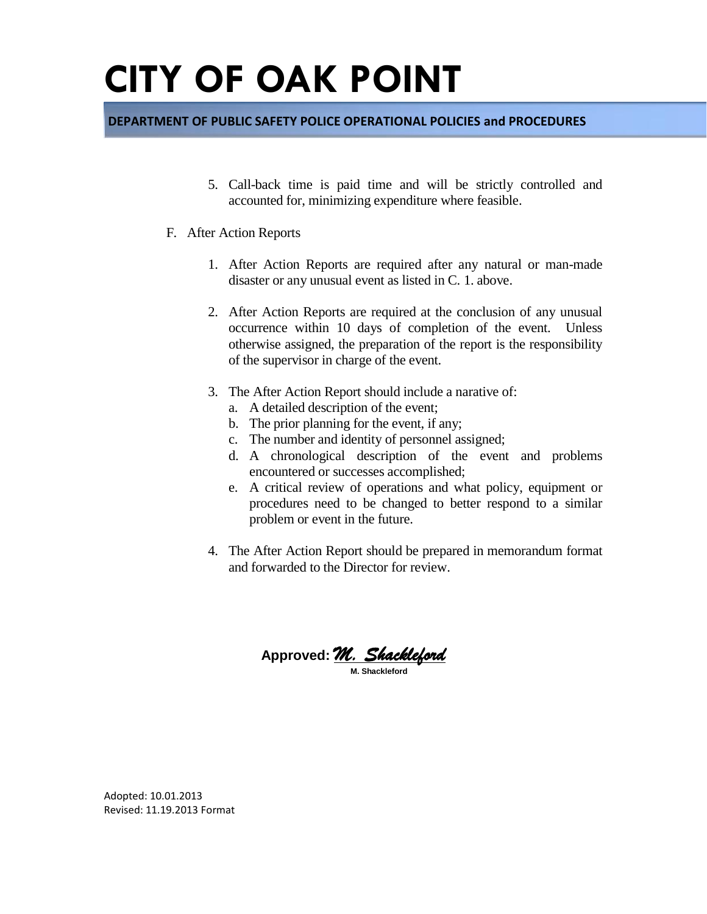5. Call-back time is paid time and will be strictly controlled and accounted for, minimizing expenditure where feasible.

F. After Action Reports

1. After Action Reports are required after any natural or man-made disaster or any unusual event as listed in C. 1. above.

2. After Action Reports are required at the conclusion of any unusual occurrence within 10 days of completion of the event. Unless otherwise assigned, the preparation of the report is the responsibility of the supervisor in charge of the event.

3. The After Action Report should include a narative of:
   a. A detailed description of the event;
   b. The prior planning for the event, if any;
   c. The number and identity of personnel assigned;
   d. A chronological description of the event and problems encountered or successes accomplished;
   e. A critical review of operations and what policy, equipment or procedures need to be changed to better respond to a similar problem or event in the future.

4. The After Action Report should be prepared in memorandum format and forwarded to the Director for review.

**Approved:** *M. Shackleford*
**M. Shackleford**

Adopted: 10.01.2013
Revised: 11.19.2013 Format